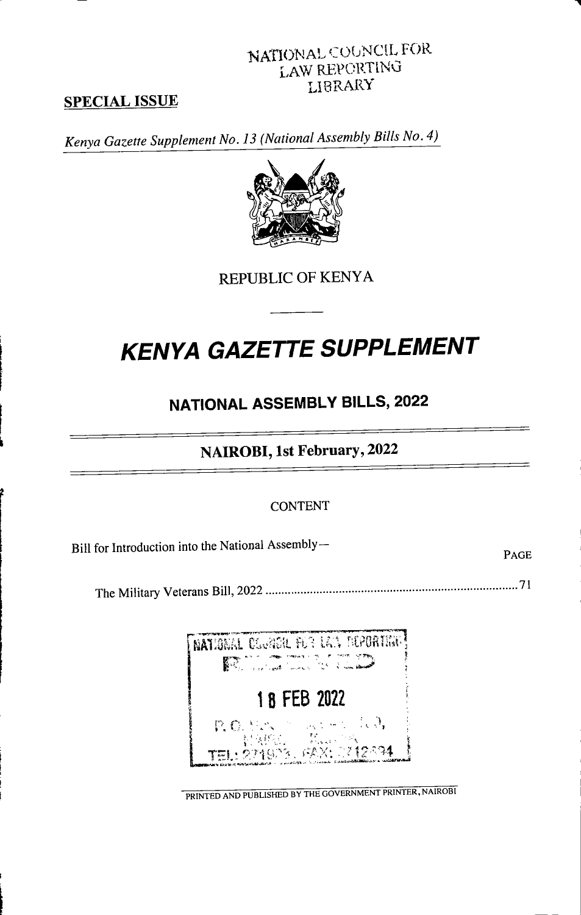NATIONAL COUNCIL FOR LAW REPORTING LIBRARY

**SPECIAL ISSUE**

*Kenya Gazette Supplement No. 13 (National Assembly Bills No. 4)*

REPUBLIC OF KENYA

# KENYA GAZETTE SUPPLEMENT

## NATIONAL ASSEMBLY BILLS, 2022

**NAIROBI, 1st February, 2022**

CONTENT

Bill for Introduction into the National Assembly—

PAGE

The Military Veterans Bill, 2022 .............................................................................. 71

NATIONAL COUNCIL FOR LAW REPORTING
RECEIVED
18 FEB 2022
P. O. Box ... NAIROBI, KENYA
TEL: 2719... FAX: 2712694

PRINTED AND PUBLISHED BY THE GOVERNMENT PRINTER, NAIROBI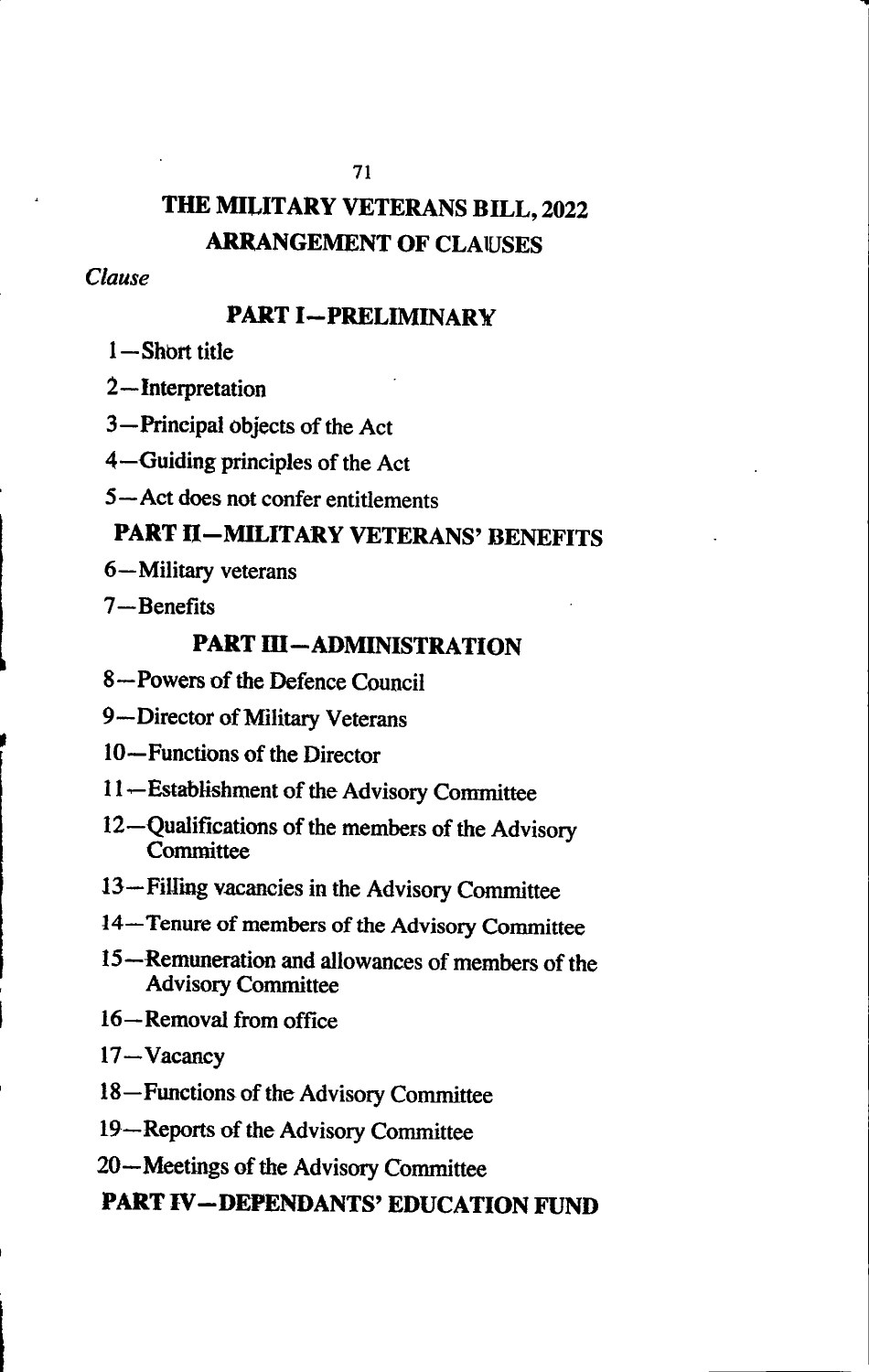# THE MILITARY VETERANS BILL, 2022

## ARRANGEMENT OF CLAUSES

*Clause*

### PART I—PRELIMINARY

1—Short title

2—Interpretation

3—Principal objects of the Act

4—Guiding principles of the Act

5—Act does not confer entitlements

### PART II—MILITARY VETERANS' BENEFITS

6—Military veterans

7—Benefits

### PART III—ADMINISTRATION

8—Powers of the Defence Council

9—Director of Military Veterans

10—Functions of the Director

11—Establishment of the Advisory Committee

12—Qualifications of the members of the Advisory Committee

13—Filling vacancies in the Advisory Committee

14—Tenure of members of the Advisory Committee

15—Remuneration and allowances of members of the Advisory Committee

16—Removal from office

17—Vacancy

18—Functions of the Advisory Committee

19—Reports of the Advisory Committee

20—Meetings of the Advisory Committee

### PART IV—DEPENDANTS' EDUCATION FUND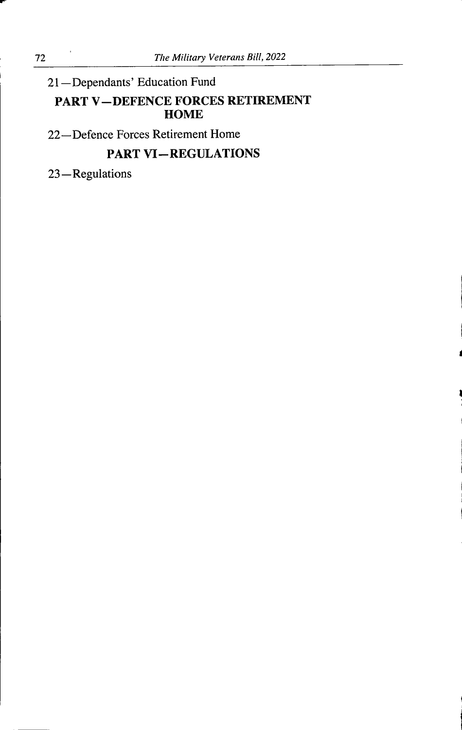21—Dependants' Education Fund

## PART V—DEFENCE FORCES RETIREMENT HOME

22—Defence Forces Retirement Home

## PART VI—REGULATIONS

23—Regulations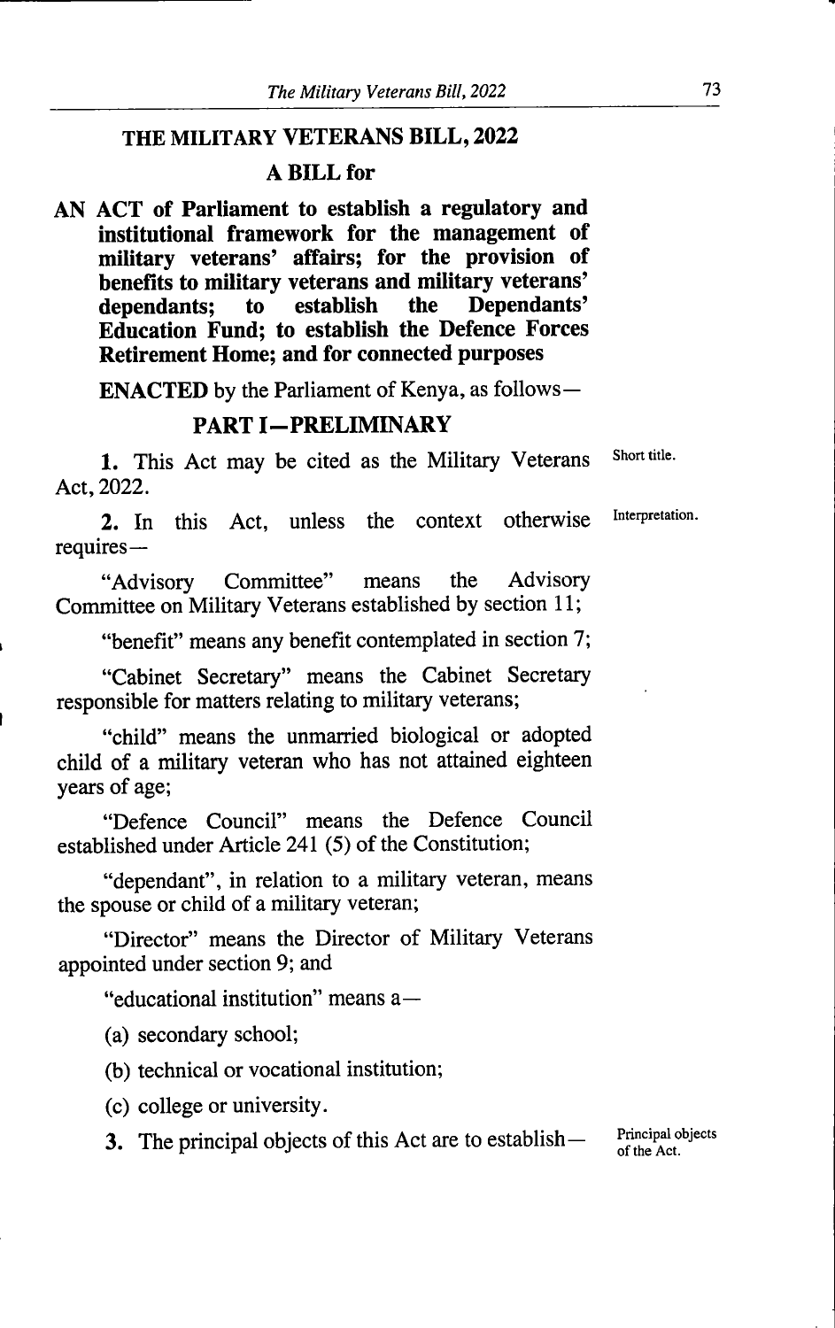# THE MILITARY VETERANS BILL, 2022

## A BILL for

**AN ACT of Parliament to establish a regulatory and institutional framework for the management of military veterans' affairs; for the provision of benefits to military veterans and military veterans' dependants; to establish the Dependants' Education Fund; to establish the Defence Forces Retirement Home; and for connected purposes**

**ENACTED** by the Parliament of Kenya, as follows—

## PART I—PRELIMINARY

Short title.

**1.** This Act may be cited as the Military Veterans Act, 2022.

Interpretation.

**2.** In this Act, unless the context otherwise requires—

"Advisory Committee" means the Advisory Committee on Military Veterans established by section 11;

"benefit" means any benefit contemplated in section 7;

"Cabinet Secretary" means the Cabinet Secretary responsible for matters relating to military veterans;

"child" means the unmarried biological or adopted child of a military veteran who has not attained eighteen years of age;

"Defence Council" means the Defence Council established under Article 241 (5) of the Constitution;

"dependant", in relation to a military veteran, means the spouse or child of a military veteran;

"Director" means the Director of Military Veterans appointed under section 9; and

"educational institution" means a—

(a) secondary school;

(b) technical or vocational institution;

(c) college or university.

Principal objects of the Act.

**3.** The principal objects of this Act are to establish—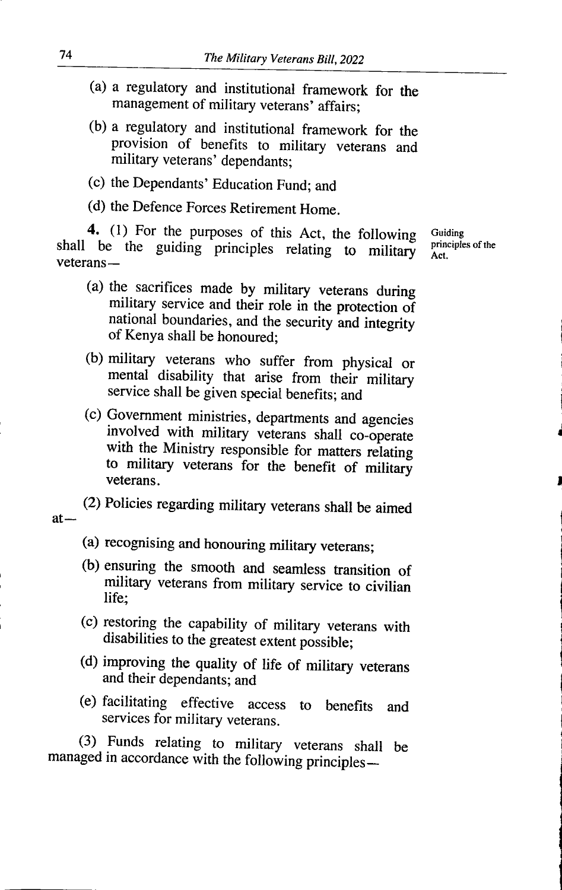(a) a regulatory and institutional framework for the management of military veterans' affairs;

(b) a regulatory and institutional framework for the provision of benefits to military veterans and military veterans' dependants;

(c) the Dependants' Education Fund; and

(d) the Defence Forces Retirement Home.

**Guiding principles of the Act.**

**4.** (1) For the purposes of this Act, the following shall be the guiding principles relating to military veterans—

(a) the sacrifices made by military veterans during military service and their role in the protection of national boundaries, and the security and integrity of Kenya shall be honoured;

(b) military veterans who suffer from physical or mental disability that arise from their military service shall be given special benefits; and

(c) Government ministries, departments and agencies involved with military veterans shall co-operate with the Ministry responsible for matters relating to military veterans for the benefit of military veterans.

(2) Policies regarding military veterans shall be aimed at—

(a) recognising and honouring military veterans;

(b) ensuring the smooth and seamless transition of military veterans from military service to civilian life;

(c) restoring the capability of military veterans with disabilities to the greatest extent possible;

(d) improving the quality of life of military veterans and their dependants; and

(e) facilitating effective access to benefits and services for military veterans.

(3) Funds relating to military veterans shall be managed in accordance with the following principles—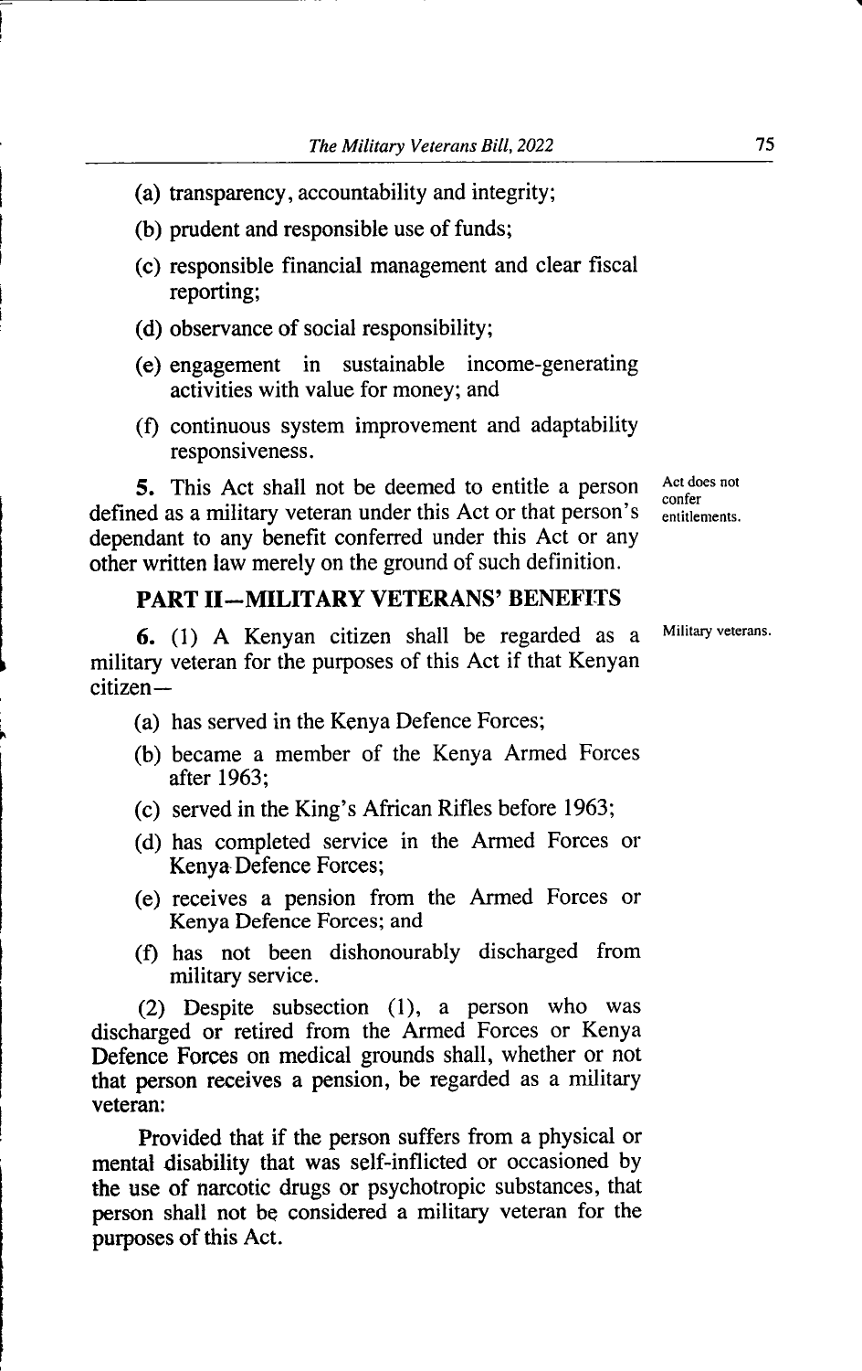(a) transparency, accountability and integrity;

(b) prudent and responsible use of funds;

(c) responsible financial management and clear fiscal reporting;

(d) observance of social responsibility;

(e) engagement in sustainable income-generating activities with value for money; and

(f) continuous system improvement and adaptability responsiveness.

**5.** This Act shall not be deemed to entitle a person defined as a military veteran under this Act or that person's dependant to any benefit conferred under this Act or any other written law merely on the ground of such definition.

Act does not confer entitlements.

## PART II—MILITARY VETERANS' BENEFITS

**6.** (1) A Kenyan citizen shall be regarded as a military veteran for the purposes of this Act if that Kenyan citizen—

Military veterans.

(a) has served in the Kenya Defence Forces;

(b) became a member of the Kenya Armed Forces after 1963;

(c) served in the King's African Rifles before 1963;

(d) has completed service in the Armed Forces or Kenya Defence Forces;

(e) receives a pension from the Armed Forces or Kenya Defence Forces; and

(f) has not been dishonourably discharged from military service.

(2) Despite subsection (1), a person who was discharged or retired from the Armed Forces or Kenya Defence Forces on medical grounds shall, whether or not that person receives a pension, be regarded as a military veteran:

Provided that if the person suffers from a physical or mental disability that was self-inflicted or occasioned by the use of narcotic drugs or psychotropic substances, that person shall not be considered a military veteran for the purposes of this Act.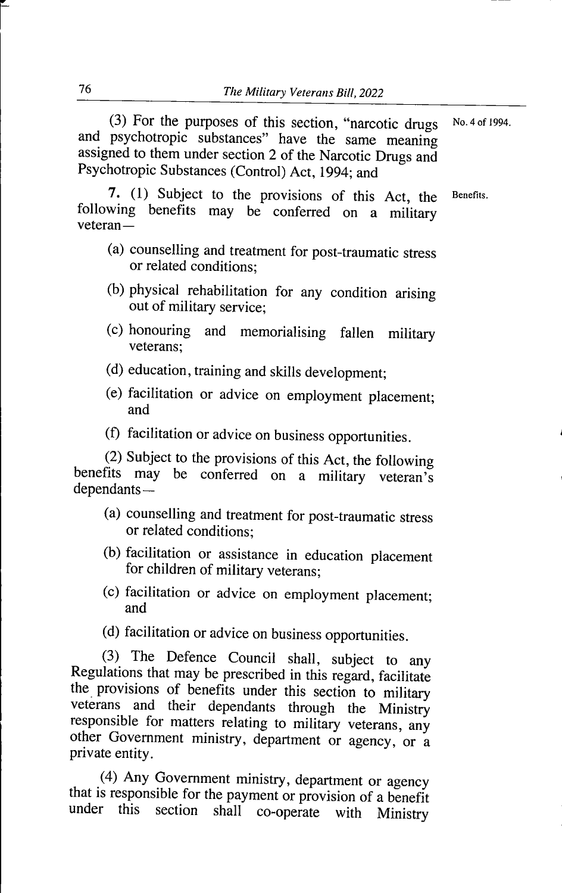(3) For the purposes of this section, "narcotic drugs and psychotropic substances" have the same meaning assigned to them under section 2 of the Narcotic Drugs and Psychotropic Substances (Control) Act, 1994; and

No. 4 of 1994.

Benefits.

7. (1) Subject to the provisions of this Act, the following benefits may be conferred on a military veteran—

(a) counselling and treatment for post-traumatic stress or related conditions;

(b) physical rehabilitation for any condition arising out of military service;

(c) honouring and memorialising fallen military veterans;

(d) education, training and skills development;

(e) facilitation or advice on employment placement; and

(f) facilitation or advice on business opportunities.

(2) Subject to the provisions of this Act, the following benefits may be conferred on a military veteran's dependants—

(a) counselling and treatment for post-traumatic stress or related conditions;

(b) facilitation or assistance in education placement for children of military veterans;

(c) facilitation or advice on employment placement; and

(d) facilitation or advice on business opportunities.

(3) The Defence Council shall, subject to any Regulations that may be prescribed in this regard, facilitate the provisions of benefits under this section to military veterans and their dependants through the Ministry responsible for matters relating to military veterans, any other Government ministry, department or agency, or a private entity.

(4) Any Government ministry, department or agency that is responsible for the payment or provision of a benefit under this section shall co-operate with Ministry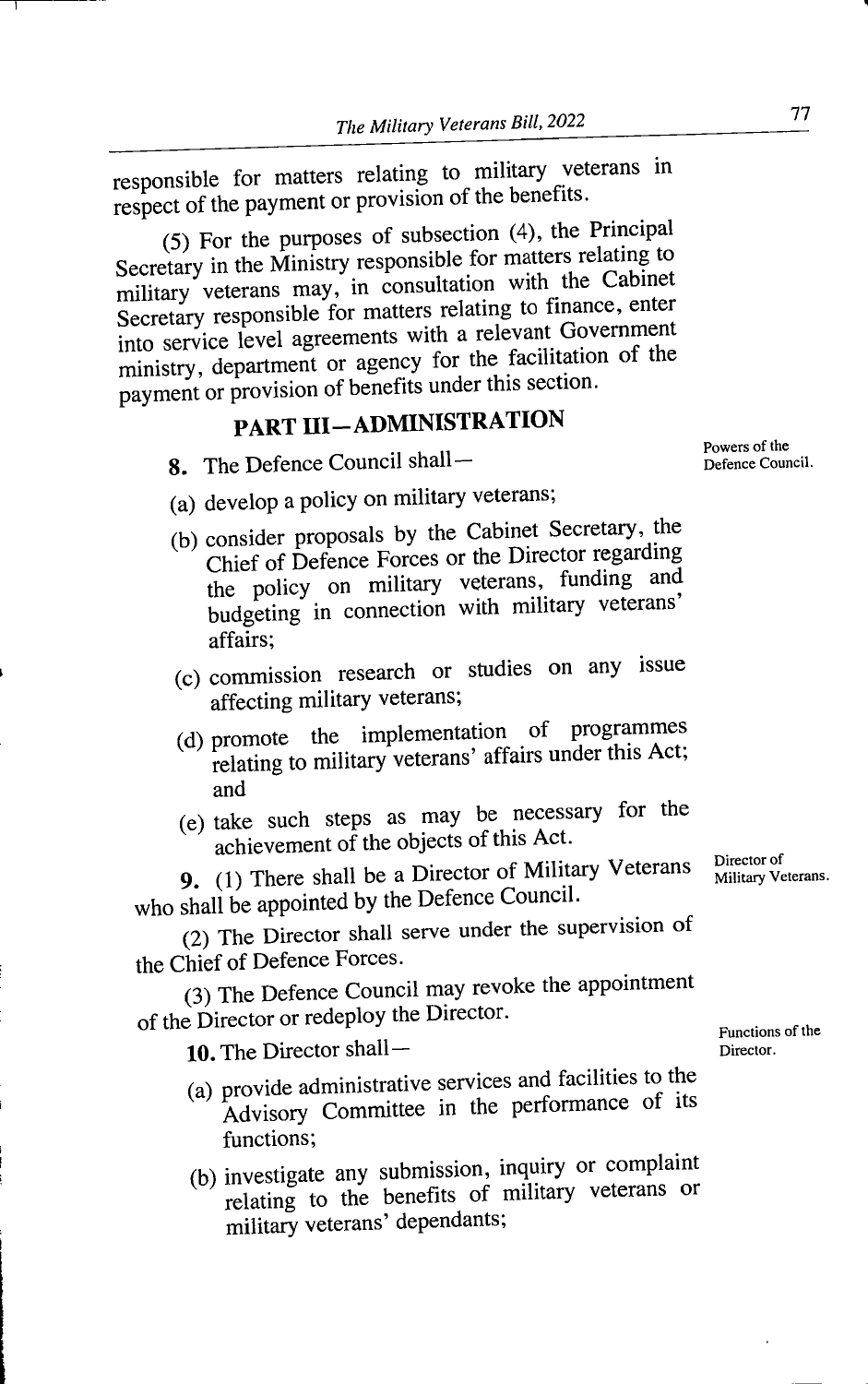responsible for matters relating to military veterans in respect of the payment or provision of the benefits.

(5) For the purposes of subsection (4), the Principal Secretary in the Ministry responsible for matters relating to military veterans may, in consultation with the Cabinet Secretary responsible for matters relating to finance, enter into service level agreements with a relevant Government ministry, department or agency for the facilitation of the payment or provision of benefits under this section.

## PART III—ADMINISTRATION

*Powers of the Defence Council.*

**8.** The Defence Council shall—

(a) develop a policy on military veterans;

(b) consider proposals by the Cabinet Secretary, the Chief of Defence Forces or the Director regarding the policy on military veterans, funding and budgeting in connection with military veterans' affairs;

(c) commission research or studies on any issue affecting military veterans;

(d) promote the implementation of programmes relating to military veterans' affairs under this Act; and

(e) take such steps as may be necessary for the achievement of the objects of this Act.

*Director of Military Veterans.*

**9.** (1) There shall be a Director of Military Veterans who shall be appointed by the Defence Council.

(2) The Director shall serve under the supervision of the Chief of Defence Forces.

(3) The Defence Council may revoke the appointment of the Director or redeploy the Director.

*Functions of the Director.*

**10.** The Director shall—

(a) provide administrative services and facilities to the Advisory Committee in the performance of its functions;

(b) investigate any submission, inquiry or complaint relating to the benefits of military veterans or military veterans' dependants;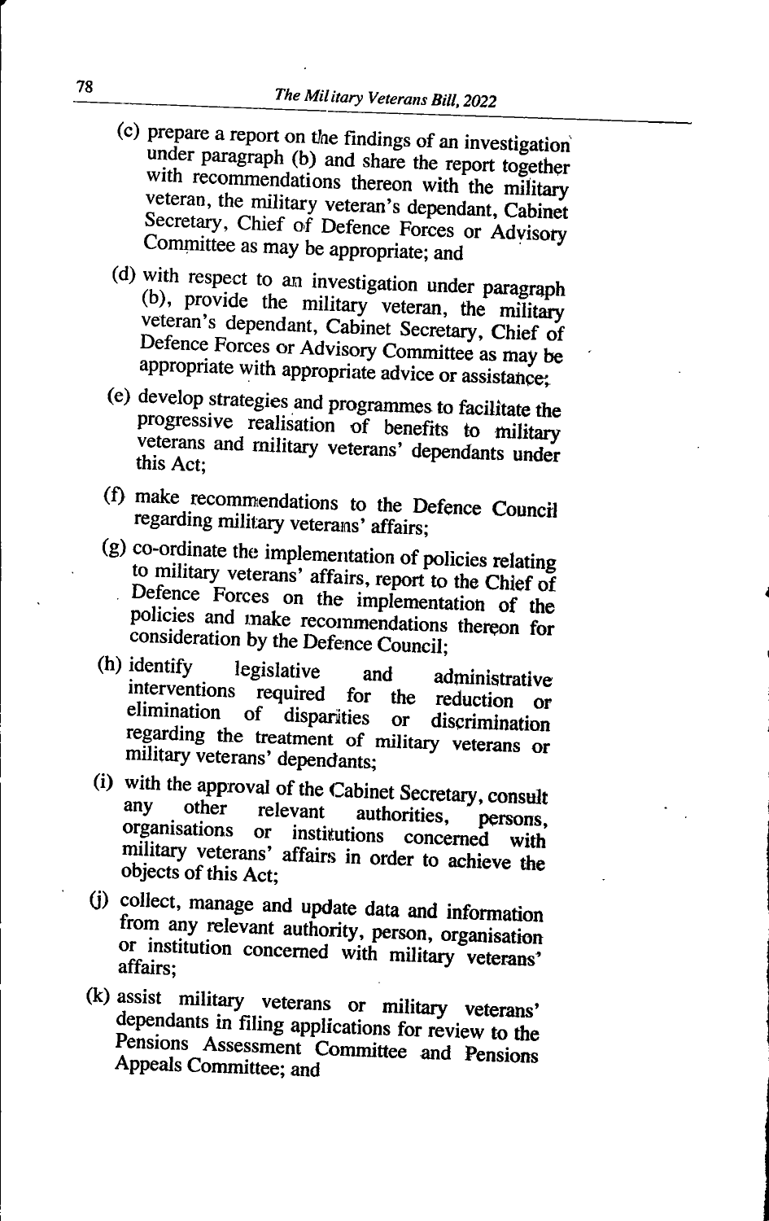(c) prepare a report on the findings of an investigation under paragraph (b) and share the report together with recommendations thereon with the military veteran, the military veteran's dependant, Cabinet Secretary, Chief of Defence Forces or Advisory Committee as may be appropriate; and

(d) with respect to an investigation under paragraph (b), provide the military veteran, the military veteran's dependant, Cabinet Secretary, Chief of Defence Forces or Advisory Committee as may be appropriate with appropriate advice or assistance;

(e) develop strategies and programmes to facilitate the progressive realisation of benefits to military veterans and military veterans' dependants under this Act;

(f) make recommendations to the Defence Council regarding military veterans' affairs;

(g) co-ordinate the implementation of policies relating to military veterans' affairs, report to the Chief of Defence Forces on the implementation of the policies and make recommendations thereon for consideration by the Defence Council;

(h) identify legislative and administrative interventions required for the reduction or elimination of disparities or discrimination regarding the treatment of military veterans or military veterans' dependants;

(i) with the approval of the Cabinet Secretary, consult any other relevant authorities, persons, organisations or institutions concerned with military veterans' affairs in order to achieve the objects of this Act;

(j) collect, manage and update data and information from any relevant authority, person, organisation or institution concerned with military veterans' affairs;

(k) assist military veterans or military veterans' dependants in filing applications for review to the Pensions Assessment Committee and Pensions Appeals Committee; and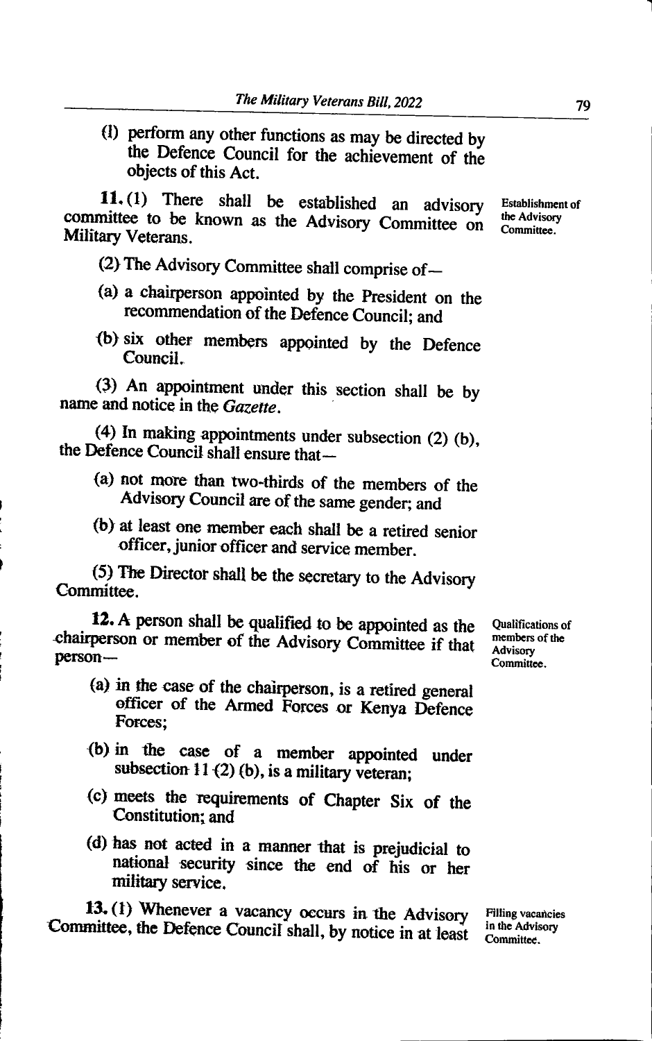(l) perform any other functions as may be directed by the Defence Council for the achievement of the objects of this Act.

**11.** (1) There shall be established an advisory committee to be known as the Advisory Committee on Military Veterans.

Establishment of the Advisory Committee.

(2) The Advisory Committee shall comprise of—

(a) a chairperson appointed by the President on the recommendation of the Defence Council; and

(b) six other members appointed by the Defence Council.

(3) An appointment under this section shall be by name and notice in the *Gazette*.

(4) In making appointments under subsection (2) (b), the Defence Council shall ensure that—

(a) not more than two-thirds of the members of the Advisory Council are of the same gender; and

(b) at least one member each shall be a retired senior officer, junior officer and service member.

(5) The Director shall be the secretary to the Advisory Committee.

**12.** A person shall be qualified to be appointed as the chairperson or member of the Advisory Committee if that person—

Qualifications of members of the Advisory Committee.

(a) in the case of the chairperson, is a retired general officer of the Armed Forces or Kenya Defence Forces;

(b) in the case of a member appointed under subsection 11 (2) (b), is a military veteran;

(c) meets the requirements of Chapter Six of the Constitution; and

(d) has not acted in a manner that is prejudicial to national security since the end of his or her military service.

**13.** (1) Whenever a vacancy occurs in the Advisory Committee, the Defence Council shall, by notice in at least

Filling vacancies in the Advisory Committee.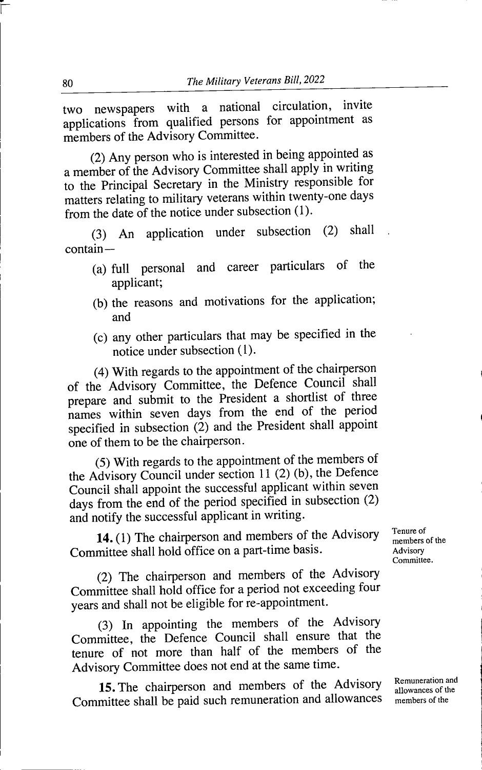two newspapers with a national circulation, invite applications from qualified persons for appointment as members of the Advisory Committee.

(2) Any person who is interested in being appointed as a member of the Advisory Committee shall apply in writing to the Principal Secretary in the Ministry responsible for matters relating to military veterans within twenty-one days from the date of the notice under subsection (1).

(3) An application under subsection (2) shall contain—

(a) full personal and career particulars of the applicant;

(b) the reasons and motivations for the application; and

(c) any other particulars that may be specified in the notice under subsection (1).

(4) With regards to the appointment of the chairperson of the Advisory Committee, the Defence Council shall prepare and submit to the President a shortlist of three names within seven days from the end of the period specified in subsection (2) and the President shall appoint one of them to be the chairperson.

(5) With regards to the appointment of the members of the Advisory Council under section 11 (2) (b), the Defence Council shall appoint the successful applicant within seven days from the end of the period specified in subsection (2) and notify the successful applicant in writing.

Tenure of members of the Advisory Committee.

**14.** (1) The chairperson and members of the Advisory Committee shall hold office on a part-time basis.

(2) The chairperson and members of the Advisory Committee shall hold office for a period not exceeding four years and shall not be eligible for re-appointment.

(3) In appointing the members of the Advisory Committee, the Defence Council shall ensure that the tenure of not more than half of the members of the Advisory Committee does not end at the same time.

Remuneration and allowances of the members of the

**15.** The chairperson and members of the Advisory Committee shall be paid such remuneration and allowances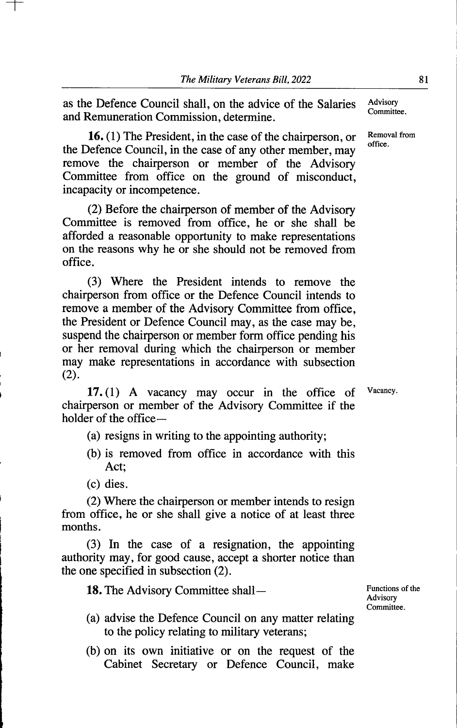as the Defence Council shall, on the advice of the Salaries and Remuneration Commission, determine.

Advisory Committee.

Removal from office.

**16.** (1) The President, in the case of the chairperson, or the Defence Council, in the case of any other member, may remove the chairperson or member of the Advisory Committee from office on the ground of misconduct, incapacity or incompetence.

(2) Before the chairperson of member of the Advisory Committee is removed from office, he or she shall be afforded a reasonable opportunity to make representations on the reasons why he or she should not be removed from office.

(3) Where the President intends to remove the chairperson from office or the Defence Council intends to remove a member of the Advisory Committee from office, the President or Defence Council may, as the case may be, suspend the chairperson or member form office pending his or her removal during which the chairperson or member may make representations in accordance with subsection (2).

Vacancy.

**17.** (1) A vacancy may occur in the office of chairperson or member of the Advisory Committee if the holder of the office—

(a) resigns in writing to the appointing authority;

(b) is removed from office in accordance with this Act;

(c) dies.

(2) Where the chairperson or member intends to resign from office, he or she shall give a notice of at least three months.

(3) In the case of a resignation, the appointing authority may, for good cause, accept a shorter notice than the one specified in subsection (2).

Functions of the Advisory Committee.

**18.** The Advisory Committee shall—

(a) advise the Defence Council on any matter relating to the policy relating to military veterans;

(b) on its own initiative or on the request of the Cabinet Secretary or Defence Council, make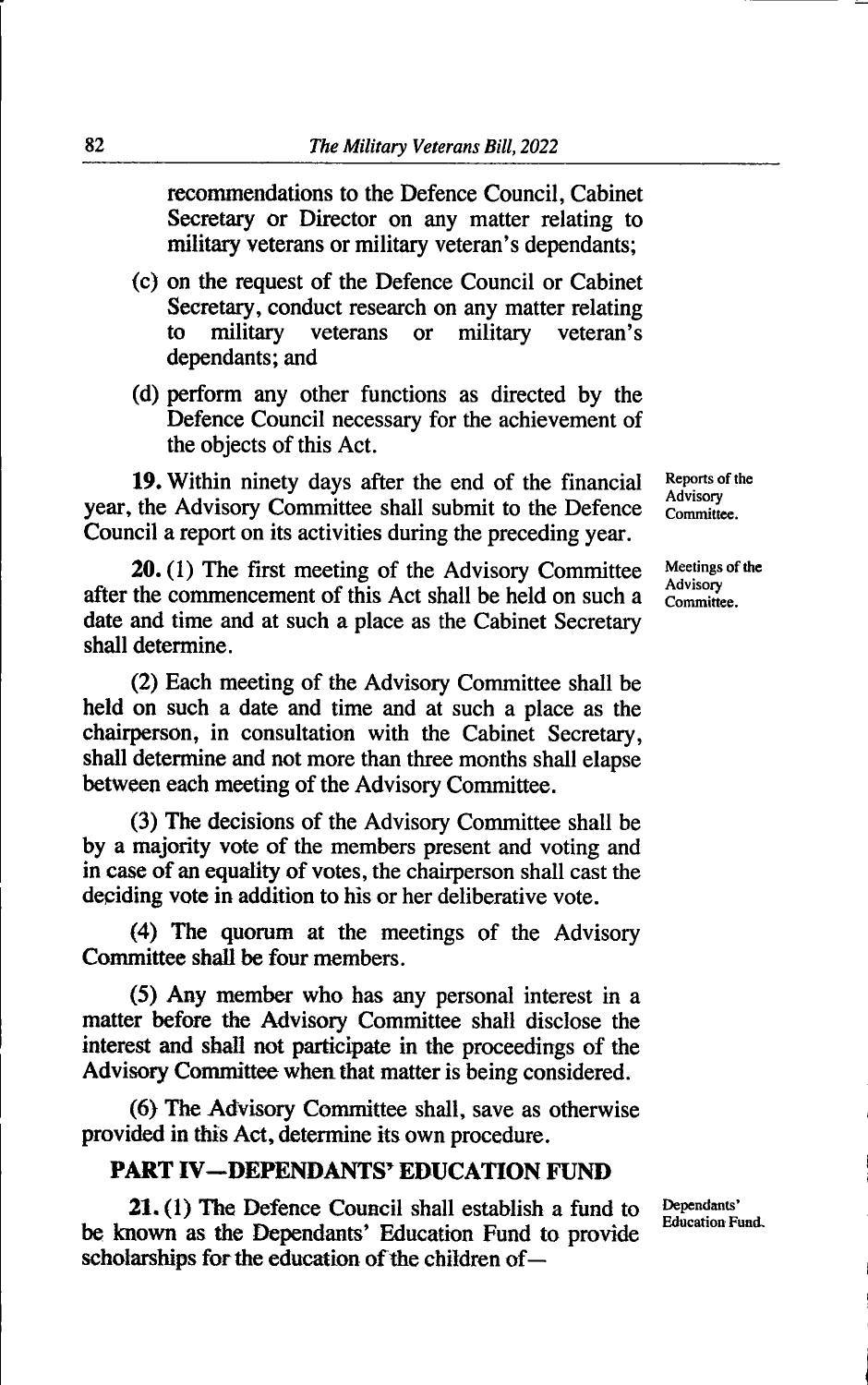recommendations to the Defence Council, Cabinet Secretary or Director on any matter relating to military veterans or military veteran's dependants;

(c) on the request of the Defence Council or Cabinet Secretary, conduct research on any matter relating to military veterans or military veteran's dependants; and

(d) perform any other functions as directed by the Defence Council necessary for the achievement of the objects of this Act.

Reports of the Advisory Committee.

**19.** Within ninety days after the end of the financial year, the Advisory Committee shall submit to the Defence Council a report on its activities during the preceding year.

Meetings of the Advisory Committee.

**20.** (1) The first meeting of the Advisory Committee after the commencement of this Act shall be held on such a date and time and at such a place as the Cabinet Secretary shall determine.

(2) Each meeting of the Advisory Committee shall be held on such a date and time and at such a place as the chairperson, in consultation with the Cabinet Secretary, shall determine and not more than three months shall elapse between each meeting of the Advisory Committee.

(3) The decisions of the Advisory Committee shall be by a majority vote of the members present and voting and in case of an equality of votes, the chairperson shall cast the deciding vote in addition to his or her deliberative vote.

(4) The quorum at the meetings of the Advisory Committee shall be four members.

(5) Any member who has any personal interest in a matter before the Advisory Committee shall disclose the interest and shall not participate in the proceedings of the Advisory Committee when that matter is being considered.

(6) The Advisory Committee shall, save as otherwise provided in this Act, determine its own procedure.

## PART IV—DEPENDANTS' EDUCATION FUND

Dependants' Education Fund.

**21.** (1) The Defence Council shall establish a fund to be known as the Dependants' Education Fund to provide scholarships for the education of the children of—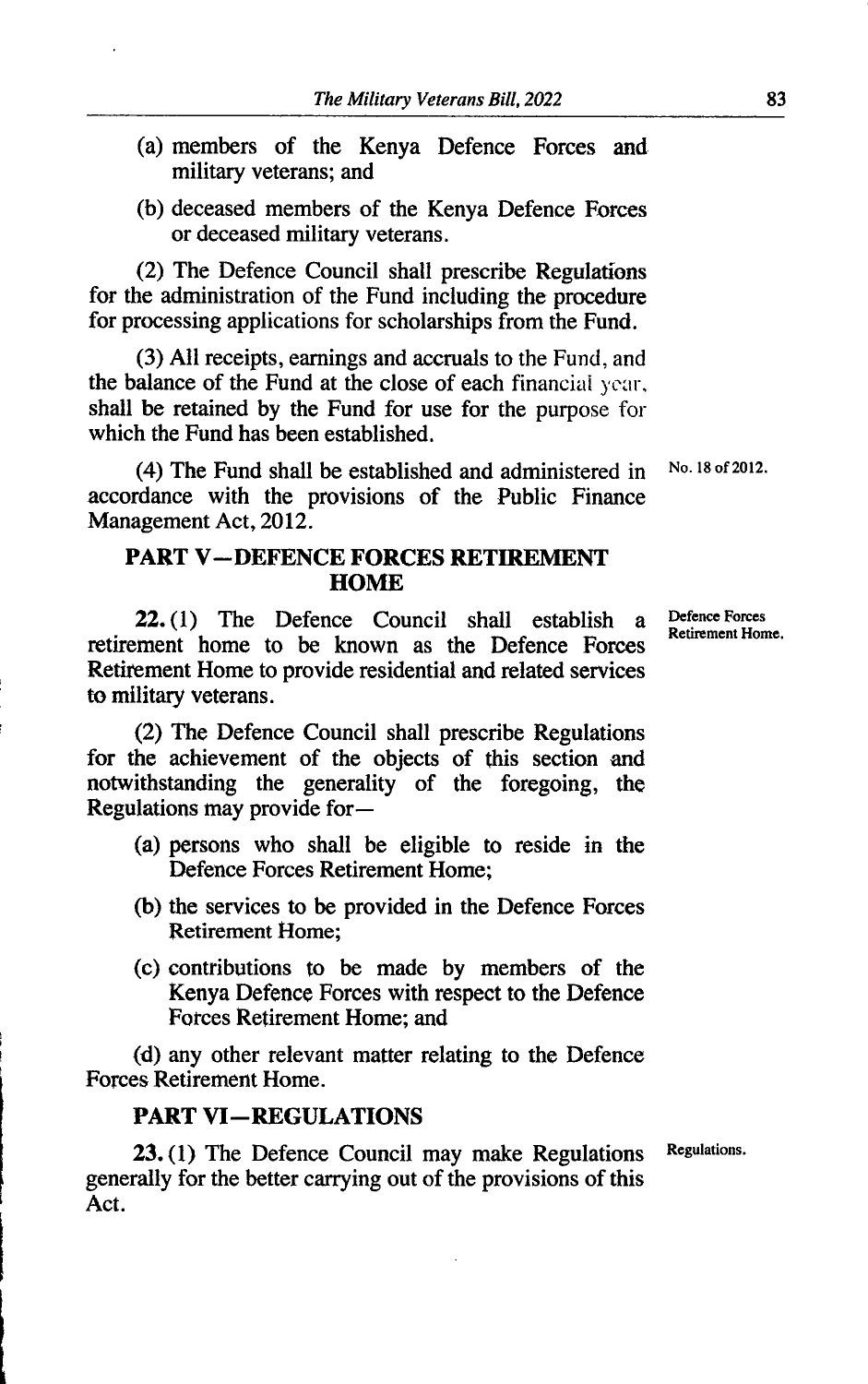(a) members of the Kenya Defence Forces and military veterans; and

(b) deceased members of the Kenya Defence Forces or deceased military veterans.

(2) The Defence Council shall prescribe Regulations for the administration of the Fund including the procedure for processing applications for scholarships from the Fund.

(3) All receipts, earnings and accruals to the Fund, and the balance of the Fund at the close of each financial year, shall be retained by the Fund for use for the purpose for which the Fund has been established.

(4) The Fund shall be established and administered in accordance with the provisions of the Public Finance Management Act, 2012. No. 18 of 2012.

## PART V—DEFENCE FORCES RETIREMENT HOME

*Defence Forces Retirement Home.*

**22.** (1) The Defence Council shall establish a retirement home to be known as the Defence Forces Retirement Home to provide residential and related services to military veterans.

(2) The Defence Council shall prescribe Regulations for the achievement of the objects of this section and notwithstanding the generality of the foregoing, the Regulations may provide for—

(a) persons who shall be eligible to reside in the Defence Forces Retirement Home;

(b) the services to be provided in the Defence Forces Retirement Home;

(c) contributions to be made by members of the Kenya Defence Forces with respect to the Defence Forces Retirement Home; and

(d) any other relevant matter relating to the Defence Forces Retirement Home.

## PART VI—REGULATIONS

*Regulations.*

**23.** (1) The Defence Council may make Regulations generally for the better carrying out of the provisions of this Act.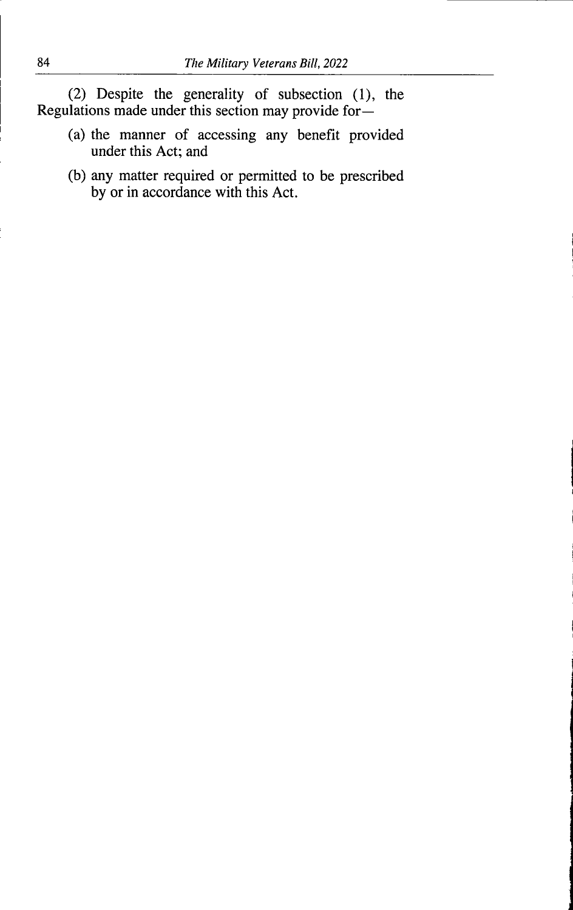(2) Despite the generality of subsection (1), the Regulations made under this section may provide for—

(a) the manner of accessing any benefit provided under this Act; and

(b) any matter required or permitted to be prescribed by or in accordance with this Act.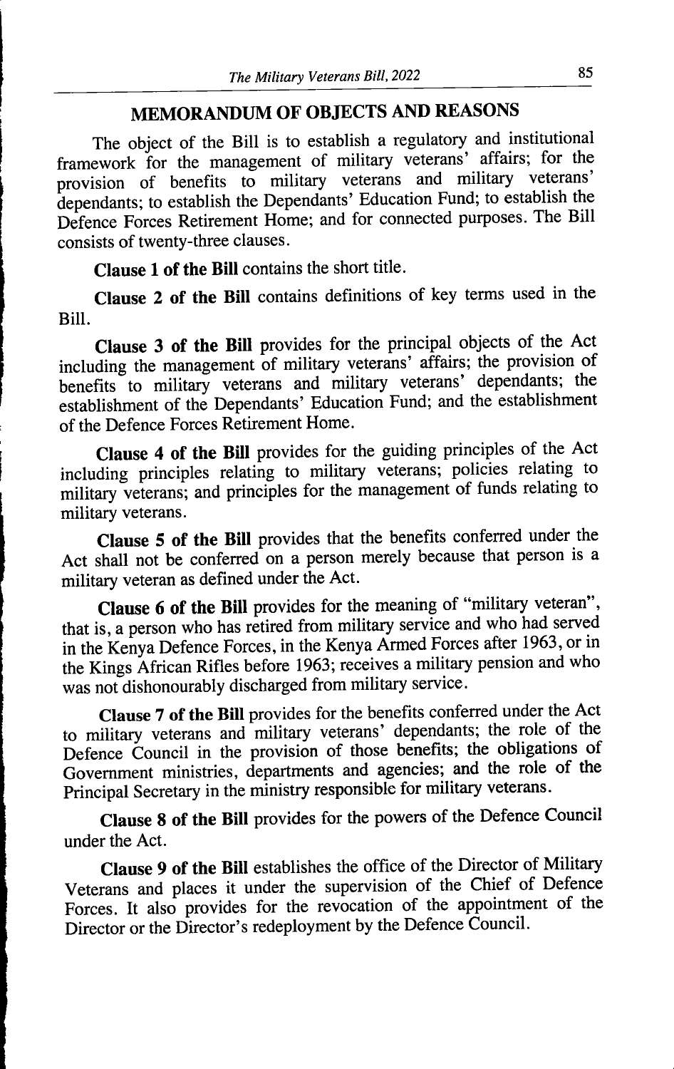## MEMORANDUM OF OBJECTS AND REASONS

The object of the Bill is to establish a regulatory and institutional framework for the management of military veterans' affairs; for the provision of benefits to military veterans and military veterans' dependants; to establish the Dependants' Education Fund; to establish the Defence Forces Retirement Home; and for connected purposes. The Bill consists of twenty-three clauses.

**Clause 1 of the Bill** contains the short title.

**Clause 2 of the Bill** contains definitions of key terms used in the Bill.

**Clause 3 of the Bill** provides for the principal objects of the Act including the management of military veterans' affairs; the provision of benefits to military veterans and military veterans' dependants; the establishment of the Dependants' Education Fund; and the establishment of the Defence Forces Retirement Home.

**Clause 4 of the Bill** provides for the guiding principles of the Act including principles relating to military veterans; policies relating to military veterans; and principles for the management of funds relating to military veterans.

**Clause 5 of the Bill** provides that the benefits conferred under the Act shall not be conferred on a person merely because that person is a military veteran as defined under the Act.

**Clause 6 of the Bill** provides for the meaning of "military veteran", that is, a person who has retired from military service and who had served in the Kenya Defence Forces, in the Kenya Armed Forces after 1963, or in the Kings African Rifles before 1963; receives a military pension and who was not dishonourably discharged from military service.

**Clause 7 of the Bill** provides for the benefits conferred under the Act to military veterans and military veterans' dependants; the role of the Defence Council in the provision of those benefits; the obligations of Government ministries, departments and agencies; and the role of the Principal Secretary in the ministry responsible for military veterans.

**Clause 8 of the Bill** provides for the powers of the Defence Council under the Act.

**Clause 9 of the Bill** establishes the office of the Director of Military Veterans and places it under the supervision of the Chief of Defence Forces. It also provides for the revocation of the appointment of the Director or the Director's redeployment by the Defence Council.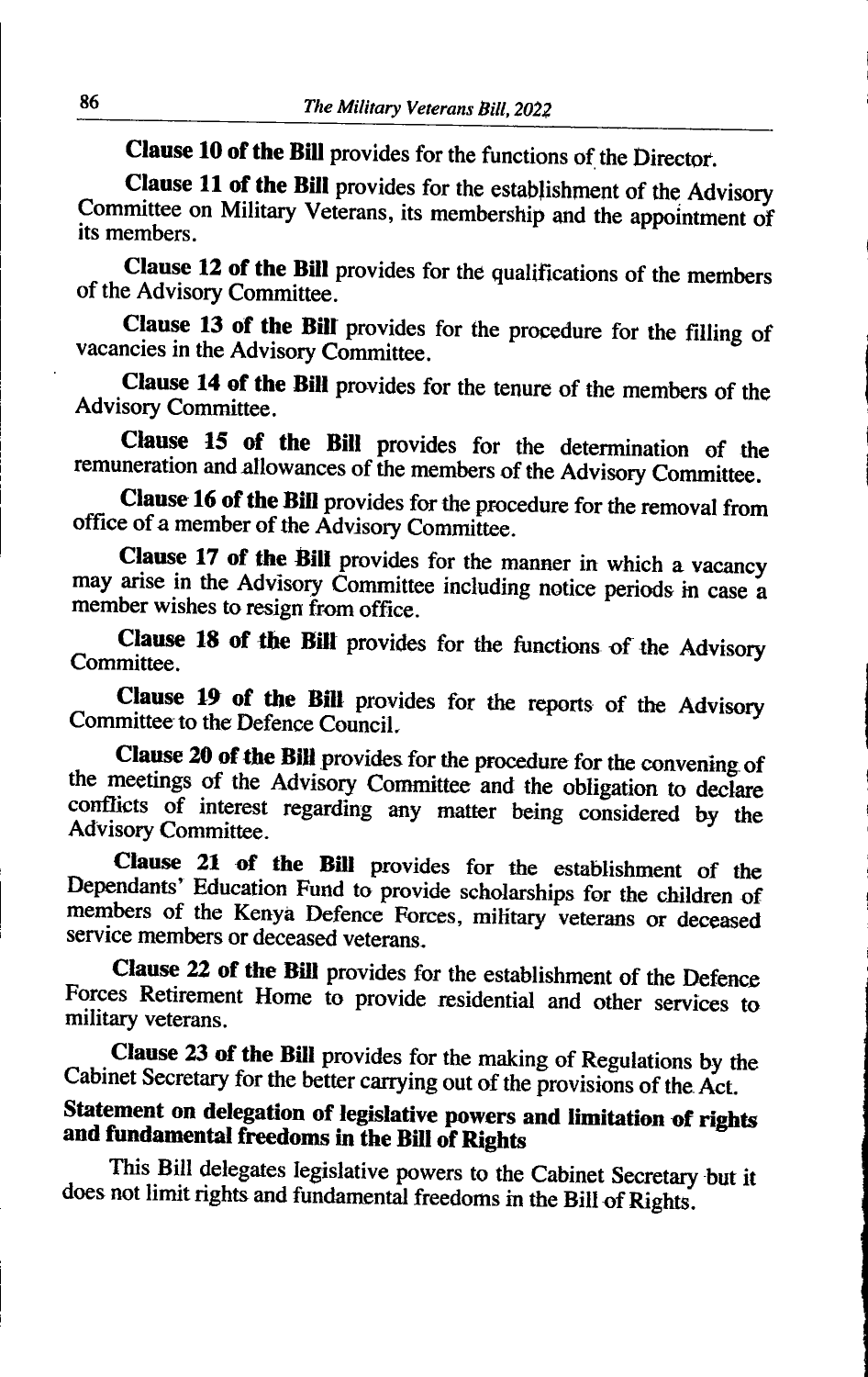**Clause 10 of the Bill** provides for the functions of the Director.

**Clause 11 of the Bill** provides for the establishment of the Advisory Committee on Military Veterans, its membership and the appointment of its members.

**Clause 12 of the Bill** provides for the qualifications of the members of the Advisory Committee.

**Clause 13 of the Bill** provides for the procedure for the filling of vacancies in the Advisory Committee.

**Clause 14 of the Bill** provides for the tenure of the members of the Advisory Committee.

**Clause 15 of the Bill** provides for the determination of the remuneration and allowances of the members of the Advisory Committee.

**Clause 16 of the Bill** provides for the procedure for the removal from office of a member of the Advisory Committee.

**Clause 17 of the Bill** provides for the manner in which a vacancy may arise in the Advisory Committee including notice periods in case a member wishes to resign from office.

**Clause 18 of the Bill** provides for the functions of the Advisory Committee.

**Clause 19 of the Bill** provides for the reports of the Advisory Committee to the Defence Council.

**Clause 20 of the Bill** provides for the procedure for the convening of the meetings of the Advisory Committee and the obligation to declare conflicts of interest regarding any matter being considered by the Advisory Committee.

**Clause 21 of the Bill** provides for the establishment of the Dependants' Education Fund to provide scholarships for the children of members of the Kenya Defence Forces, military veterans or deceased service members or deceased veterans.

**Clause 22 of the Bill** provides for the establishment of the Defence Forces Retirement Home to provide residential and other services to military veterans.

**Clause 23 of the Bill** provides for the making of Regulations by the Cabinet Secretary for the better carrying out of the provisions of the Act.

**Statement on delegation of legislative powers and limitation of rights and fundamental freedoms in the Bill of Rights**

This Bill delegates legislative powers to the Cabinet Secretary but it does not limit rights and fundamental freedoms in the Bill of Rights.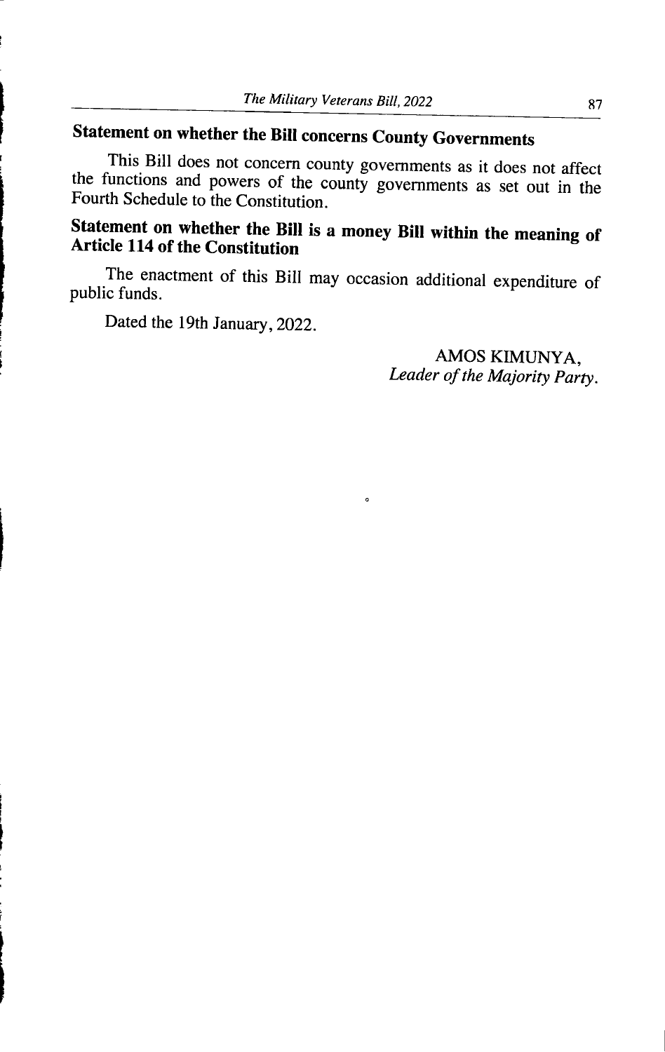## Statement on whether the Bill concerns County Governments

This Bill does not concern county governments as it does not affect the functions and powers of the county governments as set out in the Fourth Schedule to the Constitution.

## Statement on whether the Bill is a money Bill within the meaning of Article 114 of the Constitution

The enactment of this Bill may occasion additional expenditure of public funds.

Dated the 19th January, 2022.

AMOS KIMUNYA,
*Leader of the Majority Party.*